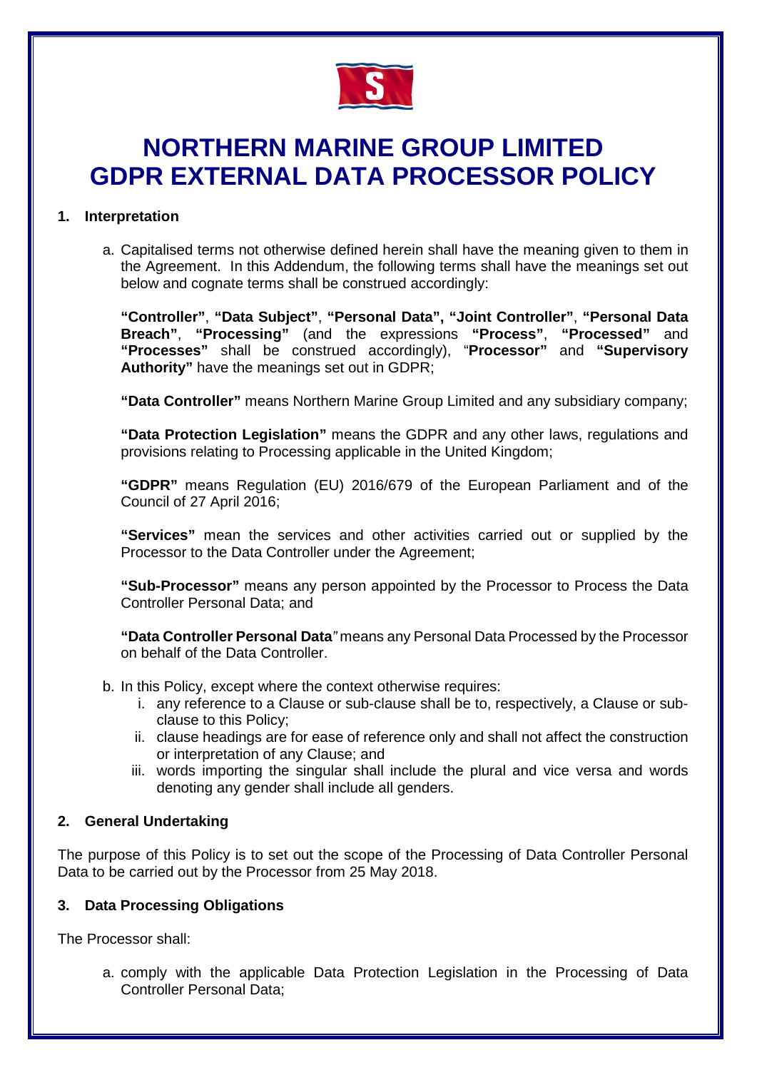# NORTHERN MARINE GROUP LIMITED
# GDPR EXTERNAL DATA PROCESSOR POLICY

## 1. Interpretation

a. Capitalised terms not otherwise defined herein shall have the meaning given to them in the Agreement. In this Addendum, the following terms shall have the meanings set out below and cognate terms shall be construed accordingly:

**"Controller"**, **"Data Subject"**, **"Personal Data", "Joint Controller"**, **"Personal Data Breach"**, **"Processing"** (and the expressions **"Process"**, **"Processed"** and **"Processes"** shall be construed accordingly), "**Processor"** and **"Supervisory Authority"** have the meanings set out in GDPR;

**"Data Controller"** means Northern Marine Group Limited and any subsidiary company;

**"Data Protection Legislation"** means the GDPR and any other laws, regulations and provisions relating to Processing applicable in the United Kingdom;

**"GDPR"** means Regulation (EU) 2016/679 of the European Parliament and of the Council of 27 April 2016;

**"Services"** mean the services and other activities carried out or supplied by the Processor to the Data Controller under the Agreement;

**"Sub-Processor"** means any person appointed by the Processor to Process the Data Controller Personal Data; and

**"Data Controller Personal Data**" means any Personal Data Processed by the Processor on behalf of the Data Controller.

b. In this Policy, except where the context otherwise requires:
   i. any reference to a Clause or sub-clause shall be to, respectively, a Clause or sub-clause to this Policy;
   ii. clause headings are for ease of reference only and shall not affect the construction or interpretation of any Clause; and
   iii. words importing the singular shall include the plural and vice versa and words denoting any gender shall include all genders.

## 2. General Undertaking

The purpose of this Policy is to set out the scope of the Processing of Data Controller Personal Data to be carried out by the Processor from 25 May 2018.

## 3. Data Processing Obligations

The Processor shall:

a. comply with the applicable Data Protection Legislation in the Processing of Data Controller Personal Data;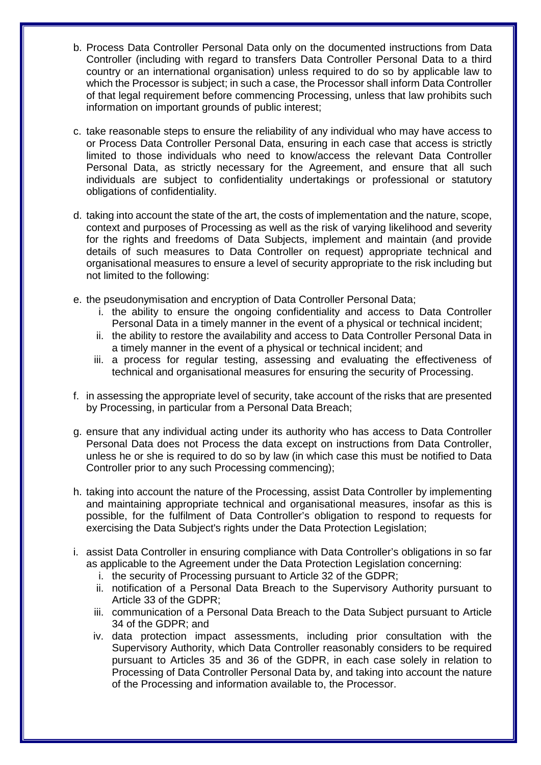b. Process Data Controller Personal Data only on the documented instructions from Data Controller (including with regard to transfers Data Controller Personal Data to a third country or an international organisation) unless required to do so by applicable law to which the Processor is subject; in such a case, the Processor shall inform Data Controller of that legal requirement before commencing Processing, unless that law prohibits such information on important grounds of public interest;

c. take reasonable steps to ensure the reliability of any individual who may have access to or Process Data Controller Personal Data, ensuring in each case that access is strictly limited to those individuals who need to know/access the relevant Data Controller Personal Data, as strictly necessary for the Agreement, and ensure that all such individuals are subject to confidentiality undertakings or professional or statutory obligations of confidentiality.

d. taking into account the state of the art, the costs of implementation and the nature, scope, context and purposes of Processing as well as the risk of varying likelihood and severity for the rights and freedoms of Data Subjects, implement and maintain (and provide details of such measures to Data Controller on request) appropriate technical and organisational measures to ensure a level of security appropriate to the risk including but not limited to the following:

e. the pseudonymisation and encryption of Data Controller Personal Data;
   i. the ability to ensure the ongoing confidentiality and access to Data Controller Personal Data in a timely manner in the event of a physical or technical incident;
   ii. the ability to restore the availability and access to Data Controller Personal Data in a timely manner in the event of a physical or technical incident; and
   iii. a process for regular testing, assessing and evaluating the effectiveness of technical and organisational measures for ensuring the security of Processing.

f. in assessing the appropriate level of security, take account of the risks that are presented by Processing, in particular from a Personal Data Breach;

g. ensure that any individual acting under its authority who has access to Data Controller Personal Data does not Process the data except on instructions from Data Controller, unless he or she is required to do so by law (in which case this must be notified to Data Controller prior to any such Processing commencing);

h. taking into account the nature of the Processing, assist Data Controller by implementing and maintaining appropriate technical and organisational measures, insofar as this is possible, for the fulfilment of Data Controller's obligation to respond to requests for exercising the Data Subject's rights under the Data Protection Legislation;

i. assist Data Controller in ensuring compliance with Data Controller's obligations in so far as applicable to the Agreement under the Data Protection Legislation concerning:
   i. the security of Processing pursuant to Article 32 of the GDPR;
   ii. notification of a Personal Data Breach to the Supervisory Authority pursuant to Article 33 of the GDPR;
   iii. communication of a Personal Data Breach to the Data Subject pursuant to Article 34 of the GDPR; and
   iv. data protection impact assessments, including prior consultation with the Supervisory Authority, which Data Controller reasonably considers to be required pursuant to Articles 35 and 36 of the GDPR, in each case solely in relation to Processing of Data Controller Personal Data by, and taking into account the nature of the Processing and information available to, the Processor.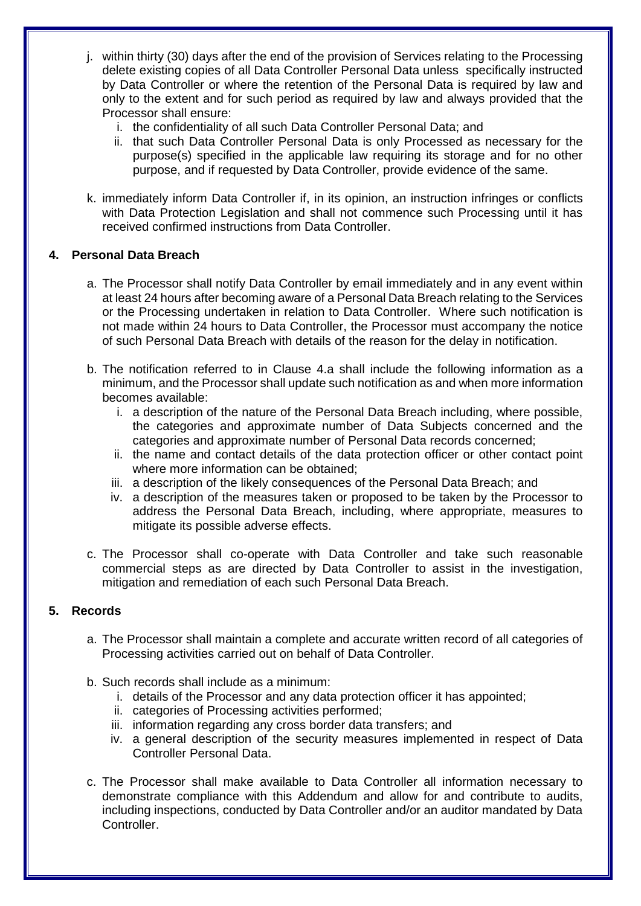j. within thirty (30) days after the end of the provision of Services relating to the Processing delete existing copies of all Data Controller Personal Data unless specifically instructed by Data Controller or where the retention of the Personal Data is required by law and only to the extent and for such period as required by law and always provided that the Processor shall ensure:
   i. the confidentiality of all such Data Controller Personal Data; and
   ii. that such Data Controller Personal Data is only Processed as necessary for the purpose(s) specified in the applicable law requiring its storage and for no other purpose, and if requested by Data Controller, provide evidence of the same.

k. immediately inform Data Controller if, in its opinion, an instruction infringes or conflicts with Data Protection Legislation and shall not commence such Processing until it has received confirmed instructions from Data Controller.

## 4. Personal Data Breach

a. The Processor shall notify Data Controller by email immediately and in any event within at least 24 hours after becoming aware of a Personal Data Breach relating to the Services or the Processing undertaken in relation to Data Controller. Where such notification is not made within 24 hours to Data Controller, the Processor must accompany the notice of such Personal Data Breach with details of the reason for the delay in notification.

b. The notification referred to in Clause 4.a shall include the following information as a minimum, and the Processor shall update such notification as and when more information becomes available:
   i. a description of the nature of the Personal Data Breach including, where possible, the categories and approximate number of Data Subjects concerned and the categories and approximate number of Personal Data records concerned;
   ii. the name and contact details of the data protection officer or other contact point where more information can be obtained;
   iii. a description of the likely consequences of the Personal Data Breach; and
   iv. a description of the measures taken or proposed to be taken by the Processor to address the Personal Data Breach, including, where appropriate, measures to mitigate its possible adverse effects.

c. The Processor shall co-operate with Data Controller and take such reasonable commercial steps as are directed by Data Controller to assist in the investigation, mitigation and remediation of each such Personal Data Breach.

## 5. Records

a. The Processor shall maintain a complete and accurate written record of all categories of Processing activities carried out on behalf of Data Controller.

b. Such records shall include as a minimum:
   i. details of the Processor and any data protection officer it has appointed;
   ii. categories of Processing activities performed;
   iii. information regarding any cross border data transfers; and
   iv. a general description of the security measures implemented in respect of Data Controller Personal Data.

c. The Processor shall make available to Data Controller all information necessary to demonstrate compliance with this Addendum and allow for and contribute to audits, including inspections, conducted by Data Controller and/or an auditor mandated by Data Controller.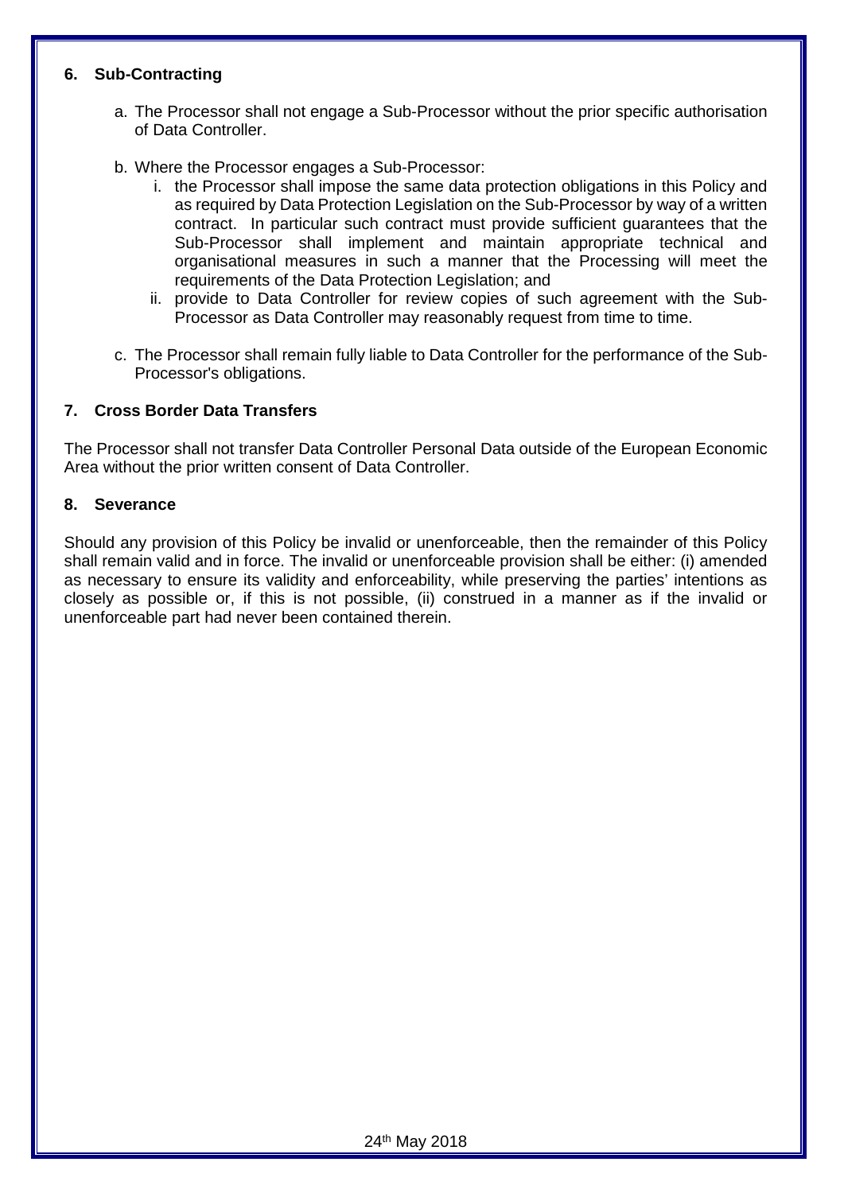## 6. Sub-Contracting

a. The Processor shall not engage a Sub-Processor without the prior specific authorisation of Data Controller.

b. Where the Processor engages a Sub-Processor:

   i. the Processor shall impose the same data protection obligations in this Policy and as required by Data Protection Legislation on the Sub-Processor by way of a written contract. In particular such contract must provide sufficient guarantees that the Sub-Processor shall implement and maintain appropriate technical and organisational measures in such a manner that the Processing will meet the requirements of the Data Protection Legislation; and

   ii. provide to Data Controller for review copies of such agreement with the Sub-Processor as Data Controller may reasonably request from time to time.

c. The Processor shall remain fully liable to Data Controller for the performance of the Sub-Processor's obligations.

## 7. Cross Border Data Transfers

The Processor shall not transfer Data Controller Personal Data outside of the European Economic Area without the prior written consent of Data Controller.

## 8. Severance

Should any provision of this Policy be invalid or unenforceable, then the remainder of this Policy shall remain valid and in force. The invalid or unenforceable provision shall be either: (i) amended as necessary to ensure its validity and enforceability, while preserving the parties' intentions as closely as possible or, if this is not possible, (ii) construed in a manner as if the invalid or unenforceable part had never been contained therein.